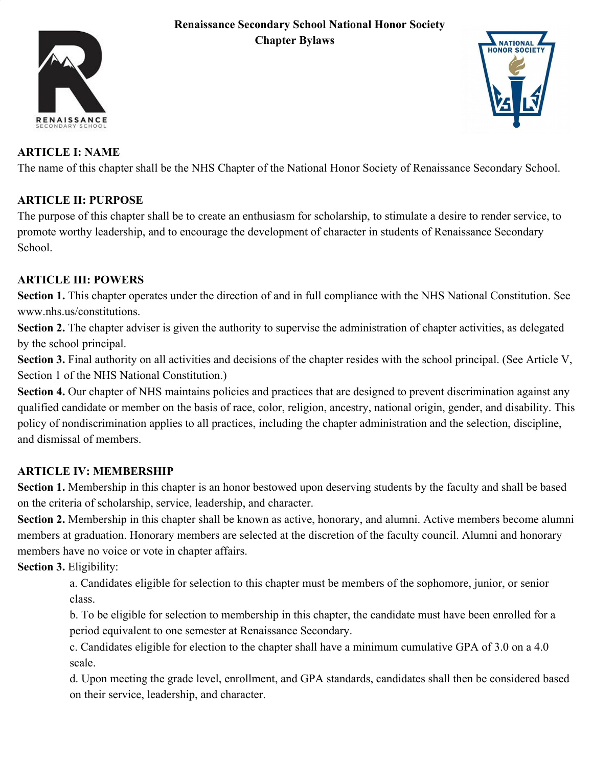# Renaissance Secondary School National Honor Society
# Chapter Bylaws

## ARTICLE I: NAME

The name of this chapter shall be the NHS Chapter of the National Honor Society of Renaissance Secondary School.

## ARTICLE II: PURPOSE

The purpose of this chapter shall be to create an enthusiasm for scholarship, to stimulate a desire to render service, to promote worthy leadership, and to encourage the development of character in students of Renaissance Secondary School.

## ARTICLE III: POWERS

**Section 1.** This chapter operates under the direction of and in full compliance with the NHS National Constitution. See www.nhs.us/constitutions.

**Section 2.** The chapter adviser is given the authority to supervise the administration of chapter activities, as delegated by the school principal.

**Section 3.** Final authority on all activities and decisions of the chapter resides with the school principal. (See Article V, Section 1 of the NHS National Constitution.)

**Section 4.** Our chapter of NHS maintains policies and practices that are designed to prevent discrimination against any qualified candidate or member on the basis of race, color, religion, ancestry, national origin, gender, and disability. This policy of nondiscrimination applies to all practices, including the chapter administration and the selection, discipline, and dismissal of members.

## ARTICLE IV: MEMBERSHIP

**Section 1.** Membership in this chapter is an honor bestowed upon deserving students by the faculty and shall be based on the criteria of scholarship, service, leadership, and character.

**Section 2.** Membership in this chapter shall be known as active, honorary, and alumni. Active members become alumni members at graduation. Honorary members are selected at the discretion of the faculty council. Alumni and honorary members have no voice or vote in chapter affairs.

**Section 3.** Eligibility:

a. Candidates eligible for selection to this chapter must be members of the sophomore, junior, or senior class.

b. To be eligible for selection to membership in this chapter, the candidate must have been enrolled for a period equivalent to one semester at Renaissance Secondary.

c. Candidates eligible for election to the chapter shall have a minimum cumulative GPA of 3.0 on a 4.0 scale.

d. Upon meeting the grade level, enrollment, and GPA standards, candidates shall then be considered based on their service, leadership, and character.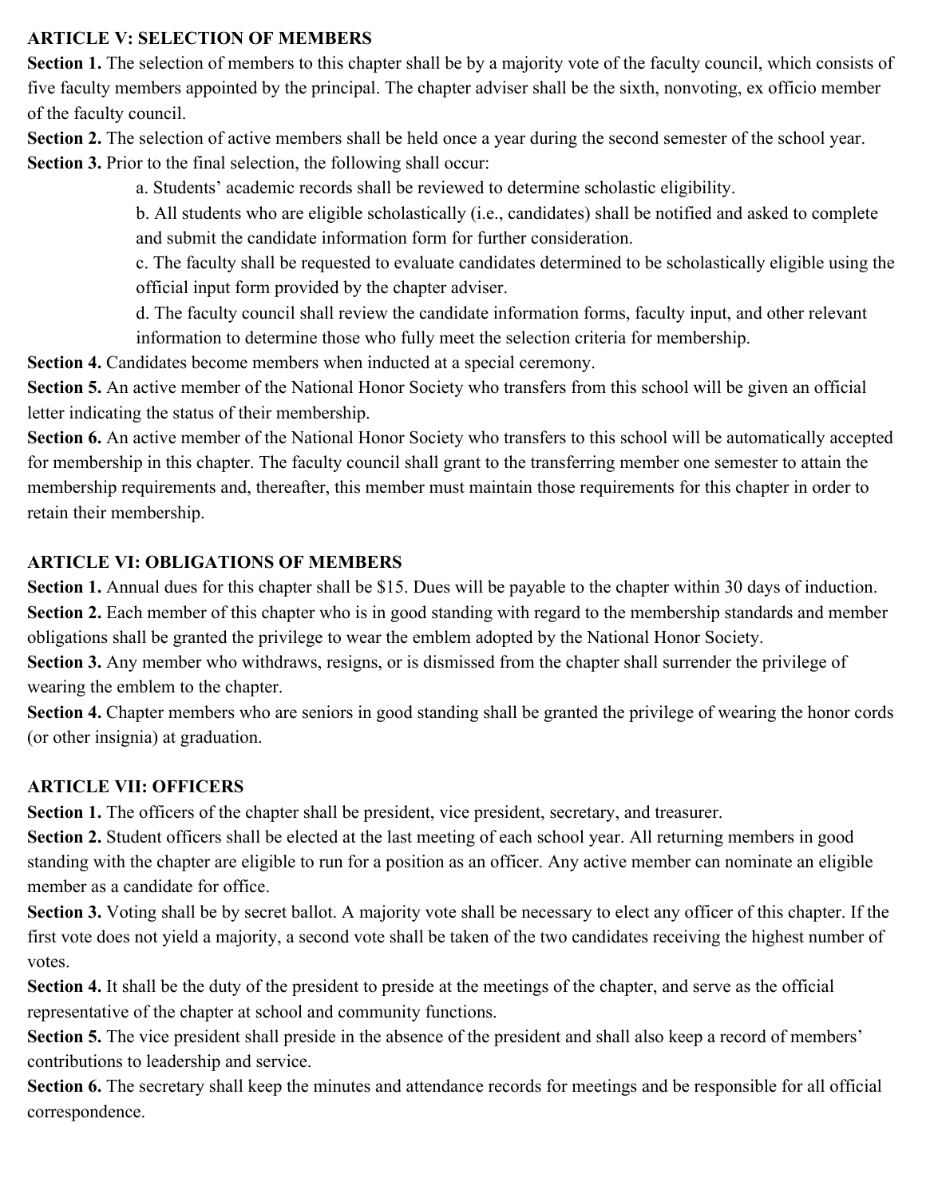**ARTICLE V: SELECTION OF MEMBERS**

**Section 1.** The selection of members to this chapter shall be by a majority vote of the faculty council, which consists of five faculty members appointed by the principal. The chapter adviser shall be the sixth, nonvoting, ex officio member of the faculty council.

**Section 2.** The selection of active members shall be held once a year during the second semester of the school year.

**Section 3.** Prior to the final selection, the following shall occur:

a. Students' academic records shall be reviewed to determine scholastic eligibility.

b. All students who are eligible scholastically (i.e., candidates) shall be notified and asked to complete and submit the candidate information form for further consideration.

c. The faculty shall be requested to evaluate candidates determined to be scholastically eligible using the official input form provided by the chapter adviser.

d. The faculty council shall review the candidate information forms, faculty input, and other relevant information to determine those who fully meet the selection criteria for membership.

**Section 4.** Candidates become members when inducted at a special ceremony.

**Section 5.** An active member of the National Honor Society who transfers from this school will be given an official letter indicating the status of their membership.

**Section 6.** An active member of the National Honor Society who transfers to this school will be automatically accepted for membership in this chapter. The faculty council shall grant to the transferring member one semester to attain the membership requirements and, thereafter, this member must maintain those requirements for this chapter in order to retain their membership.

**ARTICLE VI: OBLIGATIONS OF MEMBERS**

**Section 1.** Annual dues for this chapter shall be $15. Dues will be payable to the chapter within 30 days of induction.

**Section 2.** Each member of this chapter who is in good standing with regard to the membership standards and member obligations shall be granted the privilege to wear the emblem adopted by the National Honor Society.

**Section 3.** Any member who withdraws, resigns, or is dismissed from the chapter shall surrender the privilege of wearing the emblem to the chapter.

**Section 4.** Chapter members who are seniors in good standing shall be granted the privilege of wearing the honor cords (or other insignia) at graduation.

**ARTICLE VII: OFFICERS**

**Section 1.** The officers of the chapter shall be president, vice president, secretary, and treasurer.

**Section 2.** Student officers shall be elected at the last meeting of each school year. All returning members in good standing with the chapter are eligible to run for a position as an officer. Any active member can nominate an eligible member as a candidate for office.

**Section 3.** Voting shall be by secret ballot. A majority vote shall be necessary to elect any officer of this chapter. If the first vote does not yield a majority, a second vote shall be taken of the two candidates receiving the highest number of votes.

**Section 4.** It shall be the duty of the president to preside at the meetings of the chapter, and serve as the official representative of the chapter at school and community functions.

**Section 5.** The vice president shall preside in the absence of the president and shall also keep a record of members' contributions to leadership and service.

**Section 6.** The secretary shall keep the minutes and attendance records for meetings and be responsible for all official correspondence.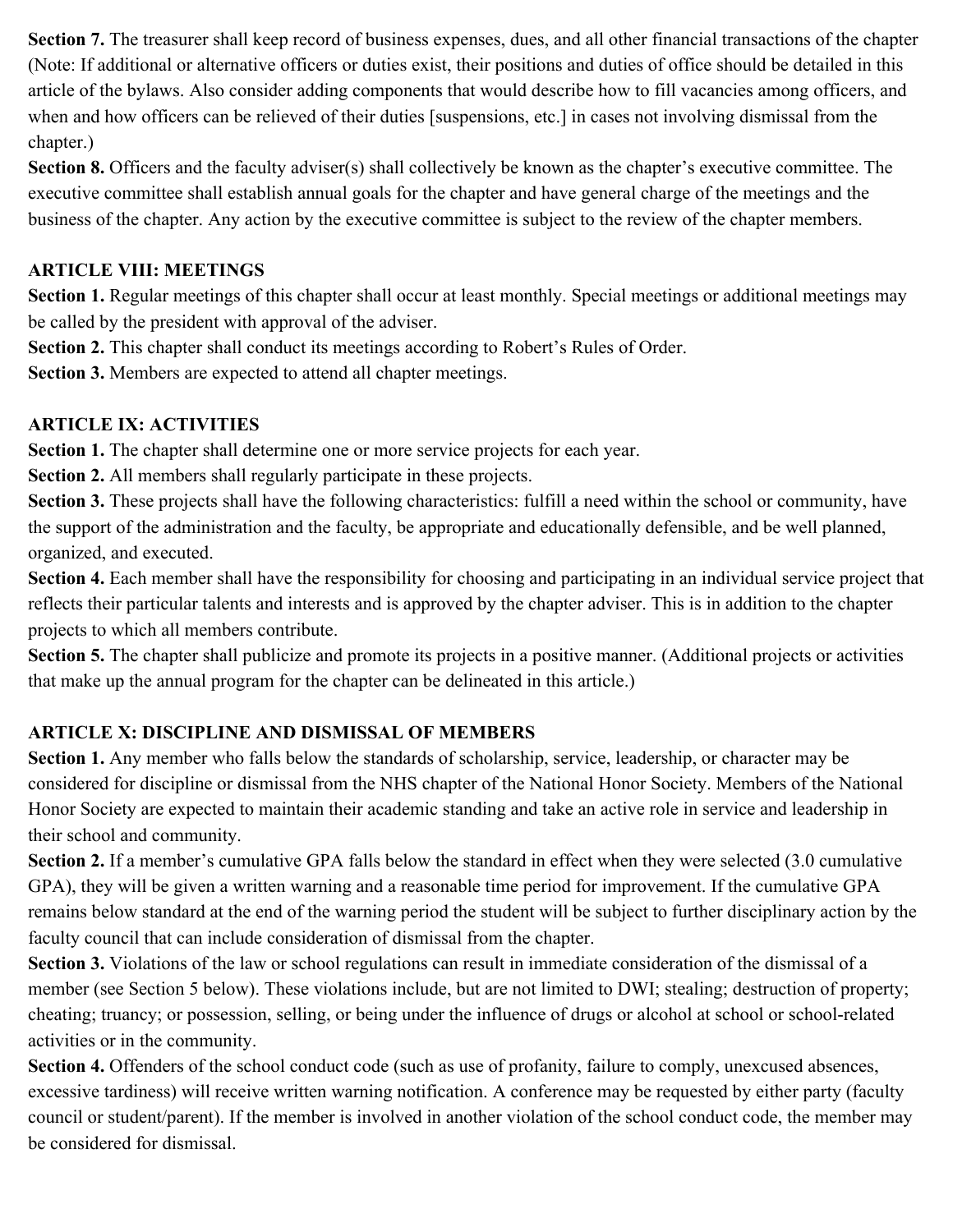**Section 7.** The treasurer shall keep record of business expenses, dues, and all other financial transactions of the chapter (Note: If additional or alternative officers or duties exist, their positions and duties of office should be detailed in this article of the bylaws. Also consider adding components that would describe how to fill vacancies among officers, and when and how officers can be relieved of their duties [suspensions, etc.] in cases not involving dismissal from the chapter.)

**Section 8.** Officers and the faculty adviser(s) shall collectively be known as the chapter's executive committee. The executive committee shall establish annual goals for the chapter and have general charge of the meetings and the business of the chapter. Any action by the executive committee is subject to the review of the chapter members.

## ARTICLE VIII: MEETINGS

**Section 1.** Regular meetings of this chapter shall occur at least monthly. Special meetings or additional meetings may be called by the president with approval of the adviser.

**Section 2.** This chapter shall conduct its meetings according to Robert's Rules of Order.

**Section 3.** Members are expected to attend all chapter meetings.

## ARTICLE IX: ACTIVITIES

**Section 1.** The chapter shall determine one or more service projects for each year.

**Section 2.** All members shall regularly participate in these projects.

**Section 3.** These projects shall have the following characteristics: fulfill a need within the school or community, have the support of the administration and the faculty, be appropriate and educationally defensible, and be well planned, organized, and executed.

**Section 4.** Each member shall have the responsibility for choosing and participating in an individual service project that reflects their particular talents and interests and is approved by the chapter adviser. This is in addition to the chapter projects to which all members contribute.

**Section 5.** The chapter shall publicize and promote its projects in a positive manner. (Additional projects or activities that make up the annual program for the chapter can be delineated in this article.)

## ARTICLE X: DISCIPLINE AND DISMISSAL OF MEMBERS

**Section 1.** Any member who falls below the standards of scholarship, service, leadership, or character may be considered for discipline or dismissal from the NHS chapter of the National Honor Society. Members of the National Honor Society are expected to maintain their academic standing and take an active role in service and leadership in their school and community.

**Section 2.** If a member's cumulative GPA falls below the standard in effect when they were selected (3.0 cumulative GPA), they will be given a written warning and a reasonable time period for improvement. If the cumulative GPA remains below standard at the end of the warning period the student will be subject to further disciplinary action by the faculty council that can include consideration of dismissal from the chapter.

**Section 3.** Violations of the law or school regulations can result in immediate consideration of the dismissal of a member (see Section 5 below). These violations include, but are not limited to DWI; stealing; destruction of property; cheating; truancy; or possession, selling, or being under the influence of drugs or alcohol at school or school-related activities or in the community.

**Section 4.** Offenders of the school conduct code (such as use of profanity, failure to comply, unexcused absences, excessive tardiness) will receive written warning notification. A conference may be requested by either party (faculty council or student/parent). If the member is involved in another violation of the school conduct code, the member may be considered for dismissal.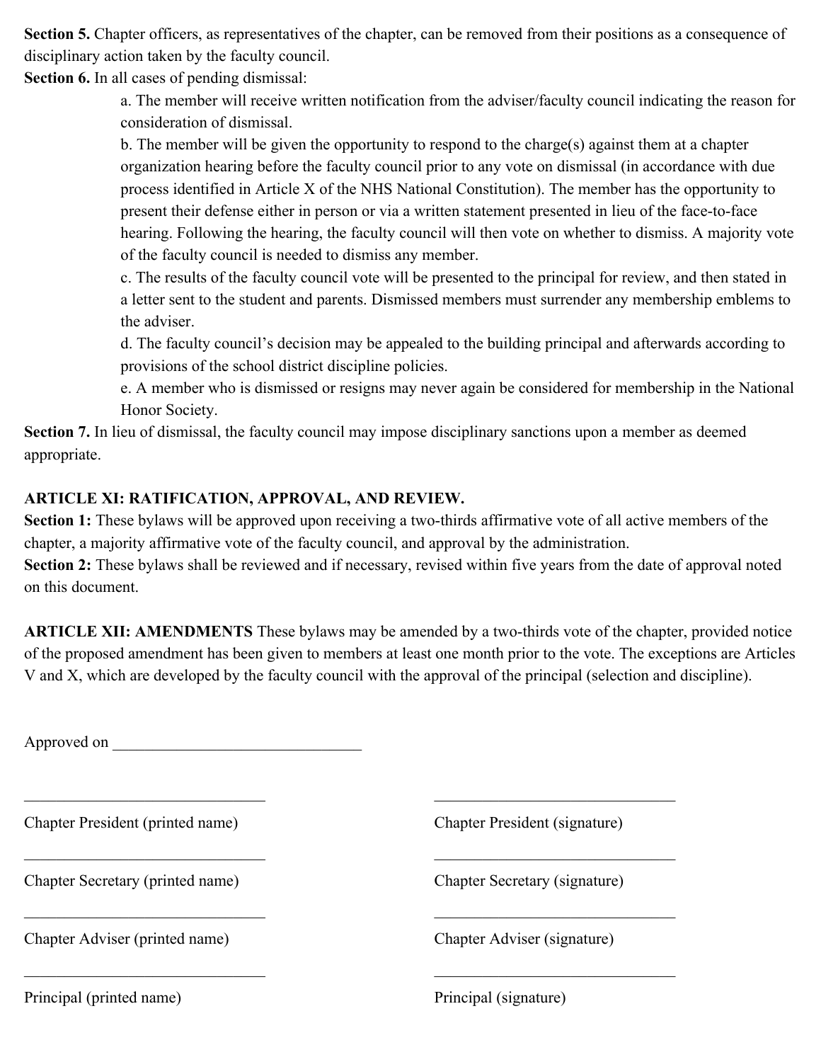**Section 5.** Chapter officers, as representatives of the chapter, can be removed from their positions as a consequence of disciplinary action taken by the faculty council.

**Section 6.** In all cases of pending dismissal:

a. The member will receive written notification from the adviser/faculty council indicating the reason for consideration of dismissal.

b. The member will be given the opportunity to respond to the charge(s) against them at a chapter organization hearing before the faculty council prior to any vote on dismissal (in accordance with due process identified in Article X of the NHS National Constitution). The member has the opportunity to present their defense either in person or via a written statement presented in lieu of the face-to-face hearing. Following the hearing, the faculty council will then vote on whether to dismiss. A majority vote of the faculty council is needed to dismiss any member.

c. The results of the faculty council vote will be presented to the principal for review, and then stated in a letter sent to the student and parents. Dismissed members must surrender any membership emblems to the adviser.

d. The faculty council's decision may be appealed to the building principal and afterwards according to provisions of the school district discipline policies.

e. A member who is dismissed or resigns may never again be considered for membership in the National Honor Society.

**Section 7.** In lieu of dismissal, the faculty council may impose disciplinary sanctions upon a member as deemed appropriate.

**ARTICLE XI: RATIFICATION, APPROVAL, AND REVIEW.**

**Section 1:** These bylaws will be approved upon receiving a two-thirds affirmative vote of all active members of the chapter, a majority affirmative vote of the faculty council, and approval by the administration.

**Section 2:** These bylaws shall be reviewed and if necessary, revised within five years from the date of approval noted on this document.

**ARTICLE XII: AMENDMENTS** These bylaws may be amended by a two-thirds vote of the chapter, provided notice of the proposed amendment has been given to members at least one month prior to the vote. The exceptions are Articles V and X, which are developed by the faculty council with the approval of the principal (selection and discipline).

Approved on ______________________________

______________________________ ______________________________

Chapter President (printed name) Chapter President (signature)

______________________________ ______________________________

Chapter Secretary (printed name) Chapter Secretary (signature)

______________________________ ______________________________

Chapter Adviser (printed name) Chapter Adviser (signature)

______________________________ ______________________________

Principal (printed name) Principal (signature)